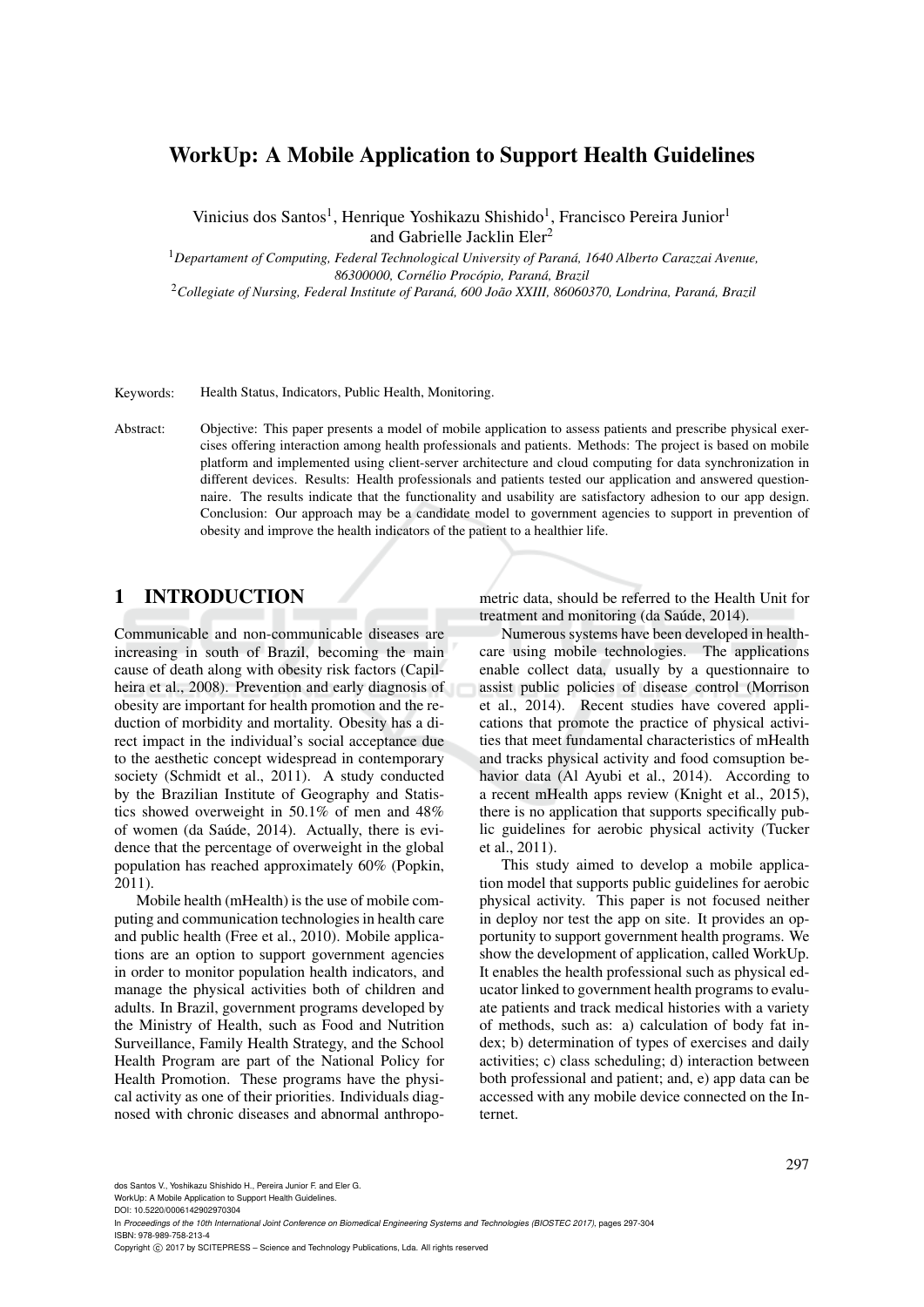# WorkUp: A Mobile Application to Support Health Guidelines

Vinicius dos Santos[1], Henrique Yoshikazu Shishido[1], Francisco Pereira Junior[1] and Gabrielle Jacklin Eler[2]

[1]*Departament of Computing, Federal Technological University of Paraná, 1640 Alberto Carazzai Avenue, 86300000, Cornélio Procópio, Paraná, Brazil*

[2]*Collegiate of Nursing, Federal Institute of Paraná, 600 João XXIII, 86060370, Londrina, Paraná, Brazil*

Keywords: Health Status, Indicators, Public Health, Monitoring.

Abstract: Objective: This paper presents a model of mobile application to assess patients and prescribe physical exercises offering interaction among health professionals and patients. Methods: The project is based on mobile platform and implemented using client-server architecture and cloud computing for data synchronization in different devices. Results: Health professionals and patients tested our application and answered questionnaire. The results indicate that the functionality and usability are satisfactory adhesion to our app design. Conclusion: Our approach may be a candidate model to government agencies to support in prevention of obesity and improve the health indicators of the patient to a healthier life.

## 1 INTRODUCTION

Communicable and non-communicable diseases are increasing in south of Brazil, becoming the main cause of death along with obesity risk factors (Capilheira et al., 2008). Prevention and early diagnosis of obesity are important for health promotion and the reduction of morbidity and mortality. Obesity has a direct impact in the individual's social acceptance due to the aesthetic concept widespread in contemporary society (Schmidt et al., 2011). A study conducted by the Brazilian Institute of Geography and Statistics showed overweight in 50.1% of men and 48% of women (da Saúde, 2014). Actually, there is evidence that the percentage of overweight in the global population has reached approximately 60% (Popkin, 2011).

Mobile health (mHealth) is the use of mobile computing and communication technologies in health care and public health (Free et al., 2010). Mobile applications are an option to support government agencies in order to monitor population health indicators, and manage the physical activities both of children and adults. In Brazil, government programs developed by the Ministry of Health, such as Food and Nutrition Surveillance, Family Health Strategy, and the School Health Program are part of the National Policy for Health Promotion. These programs have the physical activity as one of their priorities. Individuals diagnosed with chronic diseases and abnormal anthropometric data, should be referred to the Health Unit for treatment and monitoring (da Saúde, 2014).

Numerous systems have been developed in healthcare using mobile technologies. The applications enable collect data, usually by a questionnaire to assist public policies of disease control (Morrison et al., 2014). Recent studies have covered applications that promote the practice of physical activities that meet fundamental characteristics of mHealth and tracks physical activity and food comsuption behavior data (Al Ayubi et al., 2014). According to a recent mHealth apps review (Knight et al., 2015), there is no application that supports specifically public guidelines for aerobic physical activity (Tucker et al., 2011).

This study aimed to develop a mobile application model that supports public guidelines for aerobic physical activity. This paper is not focused neither in deploy nor test the app on site. It provides an opportunity to support government health programs. We show the development of application, called WorkUp. It enables the health professional such as physical educator linked to government health programs to evaluate patients and track medical histories with a variety of methods, such as: a) calculation of body fat index; b) determination of types of exercises and daily activities; c) class scheduling; d) interaction between both professional and patient; and, e) app data can be accessed with any mobile device connected on the Internet.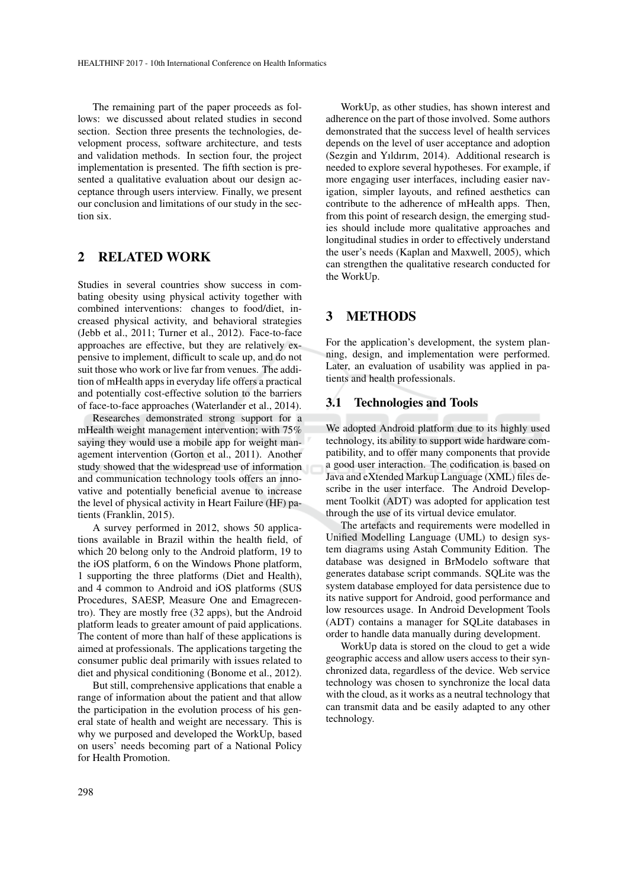The remaining part of the paper proceeds as follows: we discussed about related studies in second section. Section three presents the technologies, development process, software architecture, and tests and validation methods. In section four, the project implementation is presented. The fifth section is presented a qualitative evaluation about our design acceptance through users interview. Finally, we present our conclusion and limitations of our study in the section six.

## 2 RELATED WORK

Studies in several countries show success in combating obesity using physical activity together with combined interventions: changes to food/diet, increased physical activity, and behavioral strategies (Jebb et al., 2011; Turner et al., 2012). Face-to-face approaches are effective, but they are relatively expensive to implement, difficult to scale up, and do not suit those who work or live far from venues. The addition of mHealth apps in everyday life offers a practical and potentially cost-effective solution to the barriers of face-to-face approaches (Waterlander et al., 2014).

Researches demonstrated strong support for a mHealth weight management intervention; with 75% saying they would use a mobile app for weight management intervention (Gorton et al., 2011). Another study showed that the widespread use of information and communication technology tools offers an innovative and potentially beneficial avenue to increase the level of physical activity in Heart Failure (HF) patients (Franklin, 2015).

A survey performed in 2012, shows 50 applications available in Brazil within the health field, of which 20 belong only to the Android platform, 19 to the iOS platform, 6 on the Windows Phone platform, 1 supporting the three platforms (Diet and Health), and 4 common to Android and iOS platforms (SUS Procedures, SAESP, Measure One and Emagrecentro). They are mostly free (32 apps), but the Android platform leads to greater amount of paid applications. The content of more than half of these applications is aimed at professionals. The applications targeting the consumer public deal primarily with issues related to diet and physical conditioning (Bonome et al., 2012).

But still, comprehensive applications that enable a range of information about the patient and that allow the participation in the evolution process of his general state of health and weight are necessary. This is why we purposed and developed the WorkUp, based on users' needs becoming part of a National Policy for Health Promotion.

WorkUp, as other studies, has shown interest and adherence on the part of those involved. Some authors demonstrated that the success level of health services depends on the level of user acceptance and adoption (Sezgin and Yıldırım, 2014). Additional research is needed to explore several hypotheses. For example, if more engaging user interfaces, including easier navigation, simpler layouts, and refined aesthetics can contribute to the adherence of mHealth apps. Then, from this point of research design, the emerging studies should include more qualitative approaches and longitudinal studies in order to effectively understand the user's needs (Kaplan and Maxwell, 2005), which can strengthen the qualitative research conducted for the WorkUp.

## 3 METHODS

For the application's development, the system planning, design, and implementation were performed. Later, an evaluation of usability was applied in patients and health professionals.

### 3.1 Technologies and Tools

We adopted Android platform due to its highly used technology, its ability to support wide hardware compatibility, and to offer many components that provide a good user interaction. The codification is based on Java and eXtended Markup Language (XML) files describe in the user interface. The Android Development Toolkit (ADT) was adopted for application test through the use of its virtual device emulator.

The artefacts and requirements were modelled in Unified Modelling Language (UML) to design system diagrams using Astah Community Edition. The database was designed in BrModelo software that generates database script commands. SQLite was the system database employed for data persistence due to its native support for Android, good performance and low resources usage. In Android Development Tools (ADT) contains a manager for SQLite databases in order to handle data manually during development.

WorkUp data is stored on the cloud to get a wide geographic access and allow users access to their synchronized data, regardless of the device. Web service technology was chosen to synchronize the local data with the cloud, as it works as a neutral technology that can transmit data and be easily adapted to any other technology.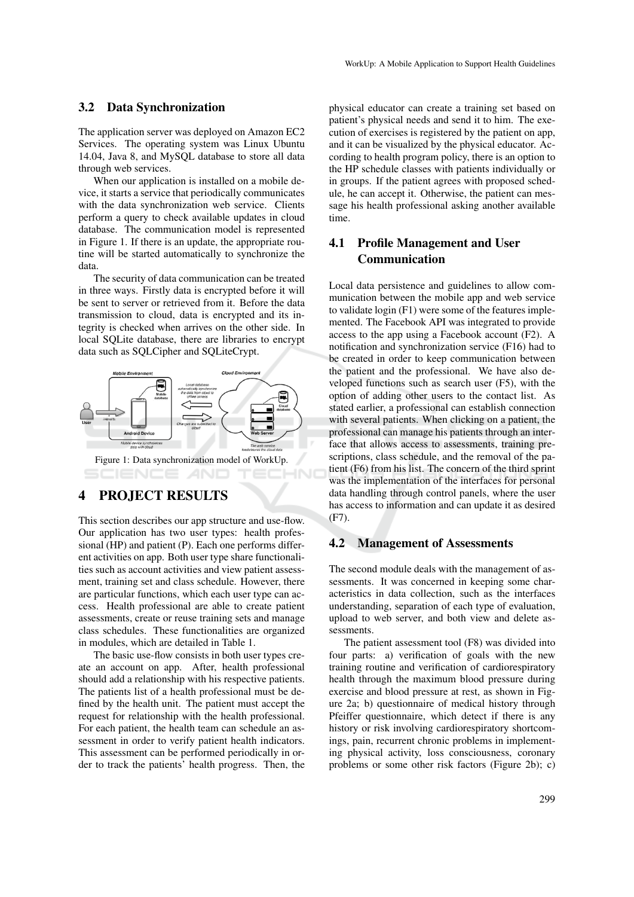### 3.2 Data Synchronization

The application server was deployed on Amazon EC2 Services. The operating system was Linux Ubuntu 14.04, Java 8, and MySQL database to store all data through web services.

When our application is installed on a mobile device, it starts a service that periodically communicates with the data synchronization web service. Clients perform a query to check available updates in cloud database. The communication model is represented in Figure 1. If there is an update, the appropriate routine will be started automatically to synchronize the data.

The security of data communication can be treated in three ways. Firstly data is encrypted before it will be sent to server or retrieved from it. Before the data transmission to cloud, data is encrypted and its integrity is checked when arrives on the other side. In local SQLite database, there are libraries to encrypt data such as SQLCipher and SQLiteCrypt.

Figure 1: Data synchronization model of WorkUp.

## 4 PROJECT RESULTS

This section describes our app structure and use-flow. Our application has two user types: health professional (HP) and patient (P). Each one performs different activities on app. Both user type share functionalities such as account activities and view patient assessment, training set and class schedule. However, there are particular functions, which each user type can access. Health professional are able to create patient assessments, create or reuse training sets and manage class schedules. These functionalities are organized in modules, which are detailed in Table 1.

The basic use-flow consists in both user types create an account on app. After, health professional should add a relationship with his respective patients. The patients list of a health professional must be defined by the health unit. The patient must accept the request for relationship with the health professional. For each patient, the health team can schedule an assessment in order to verify patient health indicators. This assessment can be performed periodically in order to track the patients' health progress. Then, the physical educator can create a training set based on patient's physical needs and send it to him. The execution of exercises is registered by the patient on app, and it can be visualized by the physical educator. According to health program policy, there is an option to the HP schedule classes with patients individually or in groups. If the patient agrees with proposed schedule, he can accept it. Otherwise, the patient can message his health professional asking another available time.

### 4.1 Profile Management and User Communication

Local data persistence and guidelines to allow communication between the mobile app and web service to validate login (F1) were some of the features implemented. The Facebook API was integrated to provide access to the app using a Facebook account (F2). A notification and synchronization service (F16) had to be created in order to keep communication between the patient and the professional. We have also developed functions such as search user (F5), with the option of adding other users to the contact list. As stated earlier, a professional can establish connection with several patients. When clicking on a patient, the professional can manage his patients through an interface that allows access to assessments, training prescriptions, class schedule, and the removal of the patient (F6) from his list. The concern of the third sprint was the implementation of the interfaces for personal data handling through control panels, where the user has access to information and can update it as desired (F7).

### 4.2 Management of Assessments

The second module deals with the management of assessments. It was concerned in keeping some characteristics in data collection, such as the interfaces understanding, separation of each type of evaluation, upload to web server, and both view and delete assessments.

The patient assessment tool (F8) was divided into four parts: a) verification of goals with the new training routine and verification of cardiorespiratory health through the maximum blood pressure during exercise and blood pressure at rest, as shown in Figure 2a; b) questionnaire of medical history through Pfeiffer questionnaire, which detect if there is any history or risk involving cardiorespiratory shortcomings, pain, recurrent chronic problems in implementing physical activity, loss consciousness, coronary problems or some other risk factors (Figure 2b); c)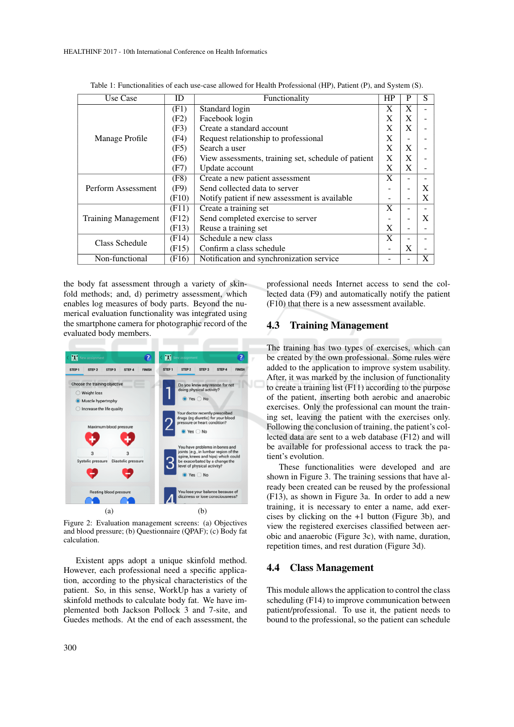Table 1: Functionalities of each use-case allowed for Health Professional (HP), Patient (P), and System (S).

| Use Case | ID | Functionality | HP | P | S |
|---|---|---|---|---|---|
| Manage Profile | (F1) | Standard login | X | X | - |
| | (F2) | Facebook login | X | X | - |
| | (F3) | Create a standard account | X | X | - |
| | (F4) | Request relationship to professional | X | - | - |
| | (F5) | Search a user | X | X | - |
| | (F6) | View assessments, training set, schedule of patient | X | X | - |
| | (F7) | Update account | X | X | - |
| Perform Assessment | (F8) | Create a new patient assessment | X | - | - |
| | (F9) | Send collected data to server | - | - | X |
| | (F10) | Notify patient if new assessment is available | - | - | X |
| Training Management | (F11) | Create a training set | X | - | - |
| | (F12) | Send completed exercise to server | - | - | X |
| | (F13) | Reuse a training set | X | - | - |
| Class Schedule | (F14) | Schedule a new class | X | - | - |
| | (F15) | Confirm a class schedule | - | X | - |
| Non-functional | (F16) | Notification and synchronization service | - | - | X |

the body fat assessment through a variety of skinfold methods; and, d) perimetry assessment, which enables log measures of body parts. Beyond the numerical evaluation functionality was integrated using the smartphone camera for photographic record of the evaluated body members.

(a) (b)

Figure 2: Evaluation management screens: (a) Objectives and blood pressure; (b) Questionnaire (QPAF); (c) Body fat calculation.

Existent apps adopt a unique skinfold method. However, each professional need a specific application, according to the physical characteristics of the patient. So, in this sense, WorkUp has a variety of skinfold methods to calculate body fat. We have implemented both Jackson Pollock 3 and 7-site, and Guedes methods. At the end of each assessment, the professional needs Internet access to send the collected data (F9) and automatically notify the patient (F10) that there is a new assessment available.

## 4.3 Training Management

The training has two types of exercises, which can be created by the own professional. Some rules were added to the application to improve system usability. After, it was marked by the inclusion of functionality to create a training list (F11) according to the purpose of the patient, inserting both aerobic and anaerobic exercises. Only the professional can mount the training set, leaving the patient with the exercises only. Following the conclusion of training, the patient's collected data are sent to a web database (F12) and will be available for professional access to track the patient's evolution.

These functionalities were developed and are shown in Figure 3. The training sessions that have already been created can be reused by the professional (F13), as shown in Figure 3a. In order to add a new training, it is necessary to enter a name, add exercises by clicking on the +1 button (Figure 3b), and view the registered exercises classified between aerobic and anaerobic (Figure 3c), with name, duration, repetition times, and rest duration (Figure 3d).

## 4.4 Class Management

This module allows the application to control the class scheduling (F14) to improve communication between patient/professional. To use it, the patient needs to bound to the professional, so the patient can schedule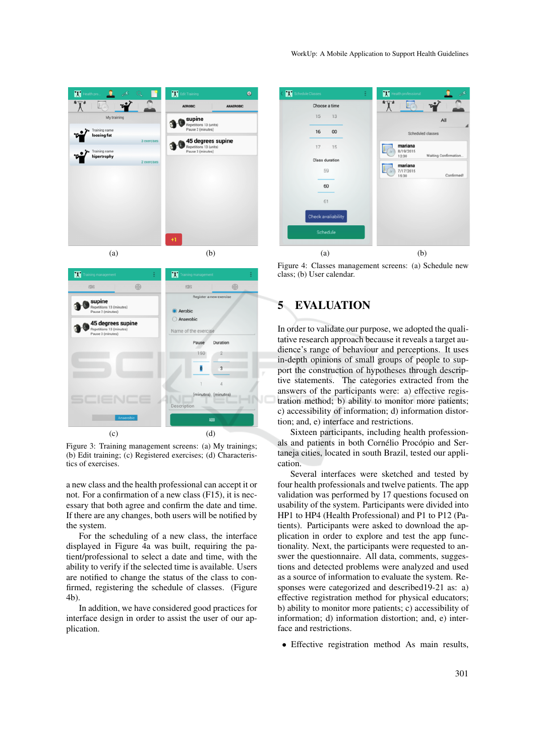Figure 3: Training management screens: (a) My trainings; (b) Edit training; (c) Registered exercises; (d) Characteristics of exercises.

a new class and the health professional can accept it or not. For a confirmation of a new class (F15), it is necessary that both agree and confirm the date and time. If there are any changes, both users will be notified by the system.

For the scheduling of a new class, the interface displayed in Figure 4a was built, requiring the patient/professional to select a date and time, with the ability to verify if the selected time is available. Users are notified to change the status of the class to confirmed, registering the schedule of classes. (Figure 4b).

In addition, we have considered good practices for interface design in order to assist the user of our application.

Figure 4: Classes management screens: (a) Schedule new class; (b) User calendar.

## 5 EVALUATION

In order to validate our purpose, we adopted the qualitative research approach because it reveals a target audience's range of behaviour and perceptions. It uses in-depth opinions of small groups of people to support the construction of hypotheses through descriptive statements. The categories extracted from the answers of the participants were: a) effective registration method; b) ability to monitor more patients; c) accessibility of information; d) information distortion; and, e) interface and restrictions.

Sixteen participants, including health professionals and patients in both Cornélio Procópio and Sertaneja cities, located in south Brazil, tested our application.

Several interfaces were sketched and tested by four health professionals and twelve patients. The app validation was performed by 17 questions focused on usability of the system. Participants were divided into HP1 to HP4 (Health Professional) and P1 to P12 (Patients). Participants were asked to download the application in order to explore and test the app functionality. Next, the participants were requested to answer the questionnaire. All data, comments, suggestions and detected problems were analyzed and used as a source of information to evaluate the system. Responses were categorized and described19-21 as: a) effective registration method for physical educators; b) ability to monitor more patients; c) accessibility of information; d) information distortion; and, e) interface and restrictions.

- Effective registration method As main results,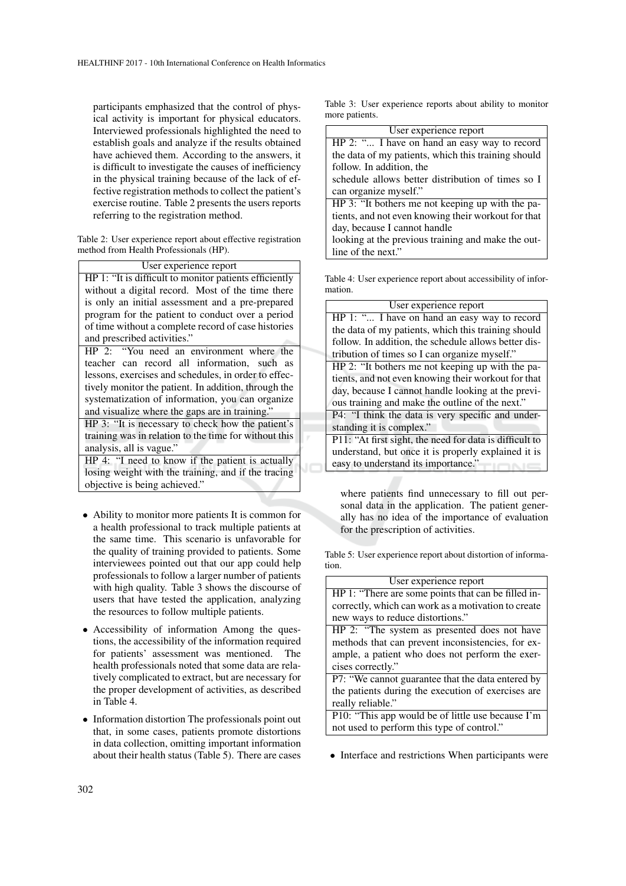participants emphasized that the control of physical activity is important for physical educators. Interviewed professionals highlighted the need to establish goals and analyze if the results obtained have achieved them. According to the answers, it is difficult to investigate the causes of inefficiency in the physical training because of the lack of effective registration methods to collect the patient's exercise routine. Table 2 presents the users reports referring to the registration method.

Table 2: User experience report about effective registration method from Health Professionals (HP).

| User experience report |
|---|
| HP 1: "It is difficult to monitor patients efficiently without a digital record. Most of the time there is only an initial assessment and a pre-prepared program for the patient to conduct over a period of time without a complete record of case histories and prescribed activities." |
| HP 2: "You need an environment where the teacher can record all information, such as lessons, exercises and schedules, in order to effectively monitor the patient. In addition, through the systematization of information, you can organize and visualize where the gaps are in training." |
| HP 3: "It is necessary to check how the patient's training was in relation to the time for without this analysis, all is vague." |
| HP 4: "I need to know if the patient is actually losing weight with the training, and if the tracing objective is being achieved." |

- Ability to monitor more patients It is common for a health professional to track multiple patients at the same time. This scenario is unfavorable for the quality of training provided to patients. Some interviewees pointed out that our app could help professionals to follow a larger number of patients with high quality. Table 3 shows the discourse of users that have tested the application, analyzing the resources to follow multiple patients.
- Accessibility of information Among the questions, the accessibility of the information required for patients' assessment was mentioned. The health professionals noted that some data are relatively complicated to extract, but are necessary for the proper development of activities, as described in Table 4.
- Information distortion The professionals point out that, in some cases, patients promote distortions in data collection, omitting important information about their health status (Table 5). There are cases where patients find unnecessary to fill out personal data in the application. The patient generally has no idea of the importance of evaluation for the prescription of activities.

Table 3: User experience reports about ability to monitor more patients.

| User experience report |
|---|
| HP 2: "... I have on hand an easy way to record the data of my patients, which this training should follow. In addition, the schedule allows better distribution of times so I can organize myself." |
| HP 3: "It bothers me not keeping up with the patients, and not even knowing their workout for that day, because I cannot handle looking at the previous training and make the outline of the next." |

Table 4: User experience report about accessibility of information.

| User experience report |
|---|
| HP 1: "... I have on hand an easy way to record the data of my patients, which this training should follow. In addition, the schedule allows better distribution of times so I can organize myself." |
| HP 2: "It bothers me not keeping up with the patients, and not even knowing their workout for that day, because I cannot handle looking at the previous training and make the outline of the next." |
| P4: "I think the data is very specific and understanding it is complex." |
| P11: "At first sight, the need for data is difficult to understand, but once it is properly explained it is easy to understand its importance." |

Table 5: User experience report about distortion of information.

| User experience report |
|---|
| HP 1: "There are some points that can be filled incorrectly, which can work as a motivation to create new ways to reduce distortions." |
| HP 2: "The system as presented does not have methods that can prevent inconsistencies, for example, a patient who does not perform the exercises correctly." |
| P7: "We cannot guarantee that the data entered by the patients during the execution of exercises are really reliable." |
| P10: "This app would be of little use because I'm not used to perform this type of control." |

- Interface and restrictions When participants were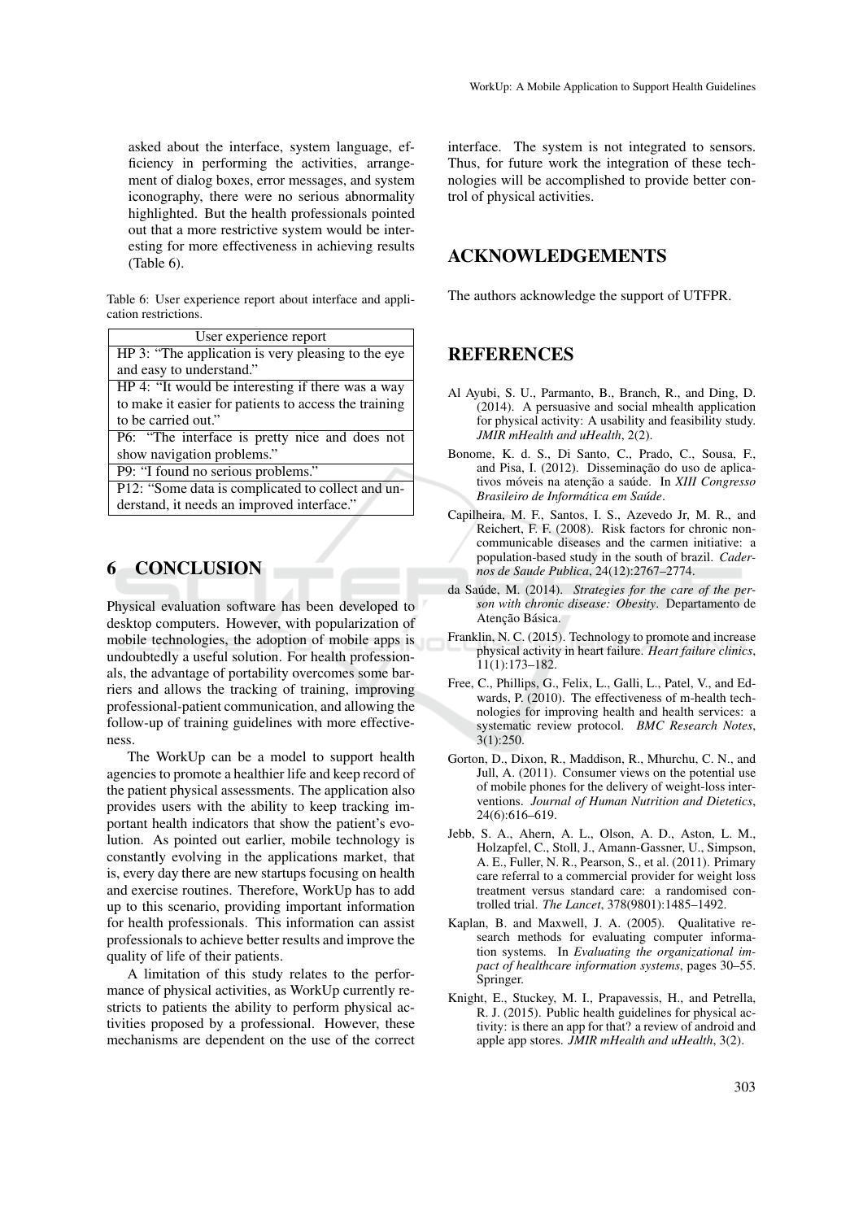asked about the interface, system language, efficiency in performing the activities, arrangement of dialog boxes, error messages, and system iconography, there were no serious abnormality highlighted. But the health professionals pointed out that a more restrictive system would be interesting for more effectiveness in achieving results (Table 6).

Table 6: User experience report about interface and application restrictions.

| User experience report |
|---|
| HP 3: "The application is very pleasing to the eye and easy to understand." |
| HP 4: "It would be interesting if there was a way to make it easier for patients to access the training to be carried out." |
| P6: "The interface is pretty nice and does not show navigation problems." |
| P9: "I found no serious problems." |
| P12: "Some data is complicated to collect and understand, it needs an improved interface." |

## 6 CONCLUSION

Physical evaluation software has been developed to desktop computers. However, with popularization of mobile technologies, the adoption of mobile apps is undoubtedly a useful solution. For health professionals, the advantage of portability overcomes some barriers and allows the tracking of training, improving professional-patient communication, and allowing the follow-up of training guidelines with more effectiveness.

The WorkUp can be a model to support health agencies to promote a healthier life and keep record of the patient physical assessments. The application also provides users with the ability to keep tracking important health indicators that show the patient's evolution. As pointed out earlier, mobile technology is constantly evolving in the applications market, that is, every day there are new startups focusing on health and exercise routines. Therefore, WorkUp has to add up to this scenario, providing important information for health professionals. This information can assist professionals to achieve better results and improve the quality of life of their patients.

A limitation of this study relates to the performance of physical activities, as WorkUp currently restricts to patients the ability to perform physical activities proposed by a professional. However, these mechanisms are dependent on the use of the correct interface. The system is not integrated to sensors. Thus, for future work the integration of these technologies will be accomplished to provide better control of physical activities.

## ACKNOWLEDGEMENTS

The authors acknowledge the support of UTFPR.

## REFERENCES

Al Ayubi, S. U., Parmanto, B., Branch, R., and Ding, D. (2014). A persuasive and social mhealth application for physical activity: A usability and feasibility study. *JMIR mHealth and uHealth*, 2(2).

Bonome, K. d. S., Di Santo, C., Prado, C., Sousa, F., and Pisa, I. (2012). Disseminação do uso de aplicativos móveis na atenção a saúde. In *XIII Congresso Brasileiro de Informática em Saúde*.

Capilheira, M. F., Santos, I. S., Azevedo Jr, M. R., and Reichert, F. F. (2008). Risk factors for chronic non-communicable diseases and the carmen initiative: a population-based study in the south of brazil. *Cadernos de Saude Publica*, 24(12):2767–2774.

da Saúde, M. (2014). *Strategies for the care of the person with chronic disease: Obesity*. Departamento de Atenção Básica.

Franklin, N. C. (2015). Technology to promote and increase physical activity in heart failure. *Heart failure clinics*, 11(1):173–182.

Free, C., Phillips, G., Felix, L., Galli, L., Patel, V., and Edwards, P. (2010). The effectiveness of m-health technologies for improving health and health services: a systematic review protocol. *BMC Research Notes*, 3(1):250.

Gorton, D., Dixon, R., Maddison, R., Mhurchu, C. N., and Jull, A. (2011). Consumer views on the potential use of mobile phones for the delivery of weight-loss interventions. *Journal of Human Nutrition and Dietetics*, 24(6):616–619.

Jebb, S. A., Ahern, A. L., Olson, A. D., Aston, L. M., Holzapfel, C., Stoll, J., Amann-Gassner, U., Simpson, A. E., Fuller, N. R., Pearson, S., et al. (2011). Primary care referral to a commercial provider for weight loss treatment versus standard care: a randomised controlled trial. *The Lancet*, 378(9801):1485–1492.

Kaplan, B. and Maxwell, J. A. (2005). Qualitative research methods for evaluating computer information systems. In *Evaluating the organizational impact of healthcare information systems*, pages 30–55. Springer.

Knight, E., Stuckey, M. I., Prapavessis, H., and Petrella, R. J. (2015). Public health guidelines for physical activity: is there an app for that? a review of android and apple app stores. *JMIR mHealth and uHealth*, 3(2).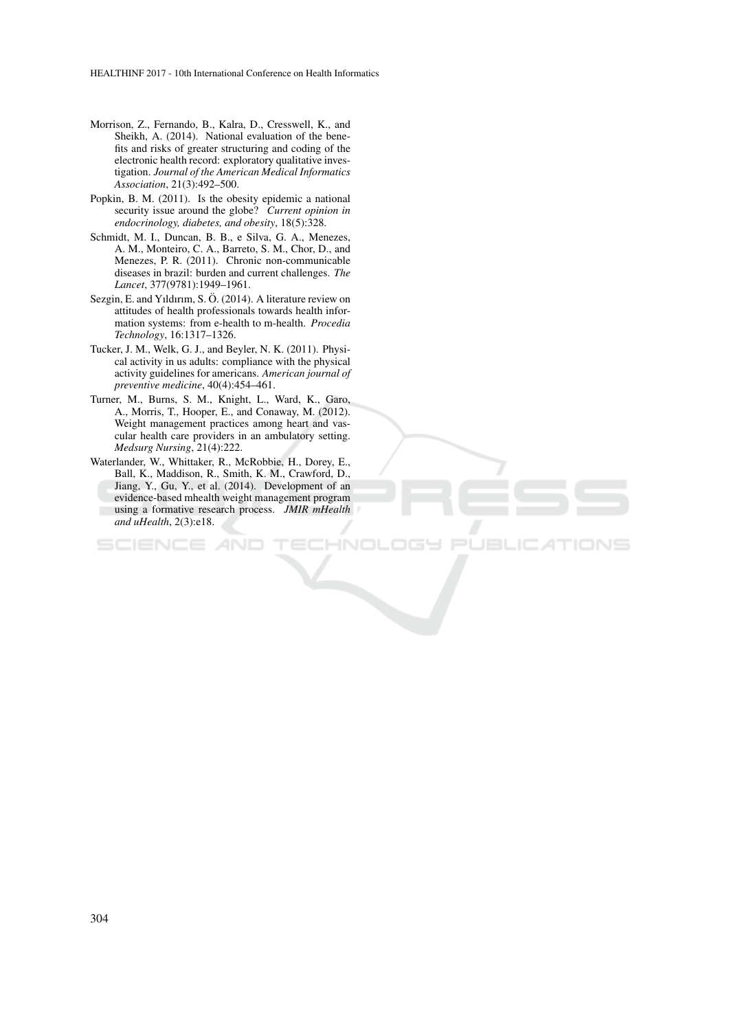Morrison, Z., Fernando, B., Kalra, D., Cresswell, K., and Sheikh, A. (2014). National evaluation of the benefits and risks of greater structuring and coding of the electronic health record: exploratory qualitative investigation. *Journal of the American Medical Informatics Association*, 21(3):492–500.

Popkin, B. M. (2011). Is the obesity epidemic a national security issue around the globe? *Current opinion in endocrinology, diabetes, and obesity*, 18(5):328.

Schmidt, M. I., Duncan, B. B., e Silva, G. A., Menezes, A. M., Monteiro, C. A., Barreto, S. M., Chor, D., and Menezes, P. R. (2011). Chronic non-communicable diseases in brazil: burden and current challenges. *The Lancet*, 377(9781):1949–1961.

Sezgin, E. and Yıldırım, S. Ö. (2014). A literature review on attitudes of health professionals towards health information systems: from e-health to m-health. *Procedia Technology*, 16:1317–1326.

Tucker, J. M., Welk, G. J., and Beyler, N. K. (2011). Physical activity in us adults: compliance with the physical activity guidelines for americans. *American journal of preventive medicine*, 40(4):454–461.

Turner, M., Burns, S. M., Knight, L., Ward, K., Garo, A., Morris, T., Hooper, E., and Conaway, M. (2012). Weight management practices among heart and vascular health care providers in an ambulatory setting. *Medsurg Nursing*, 21(4):222.

Waterlander, W., Whittaker, R., McRobbie, H., Dorey, E., Ball, K., Maddison, R., Smith, K. M., Crawford, D., Jiang, Y., Gu, Y., et al. (2014). Development of an evidence-based mhealth weight management program using a formative research process. *JMIR mHealth and uHealth*, 2(3):e18.